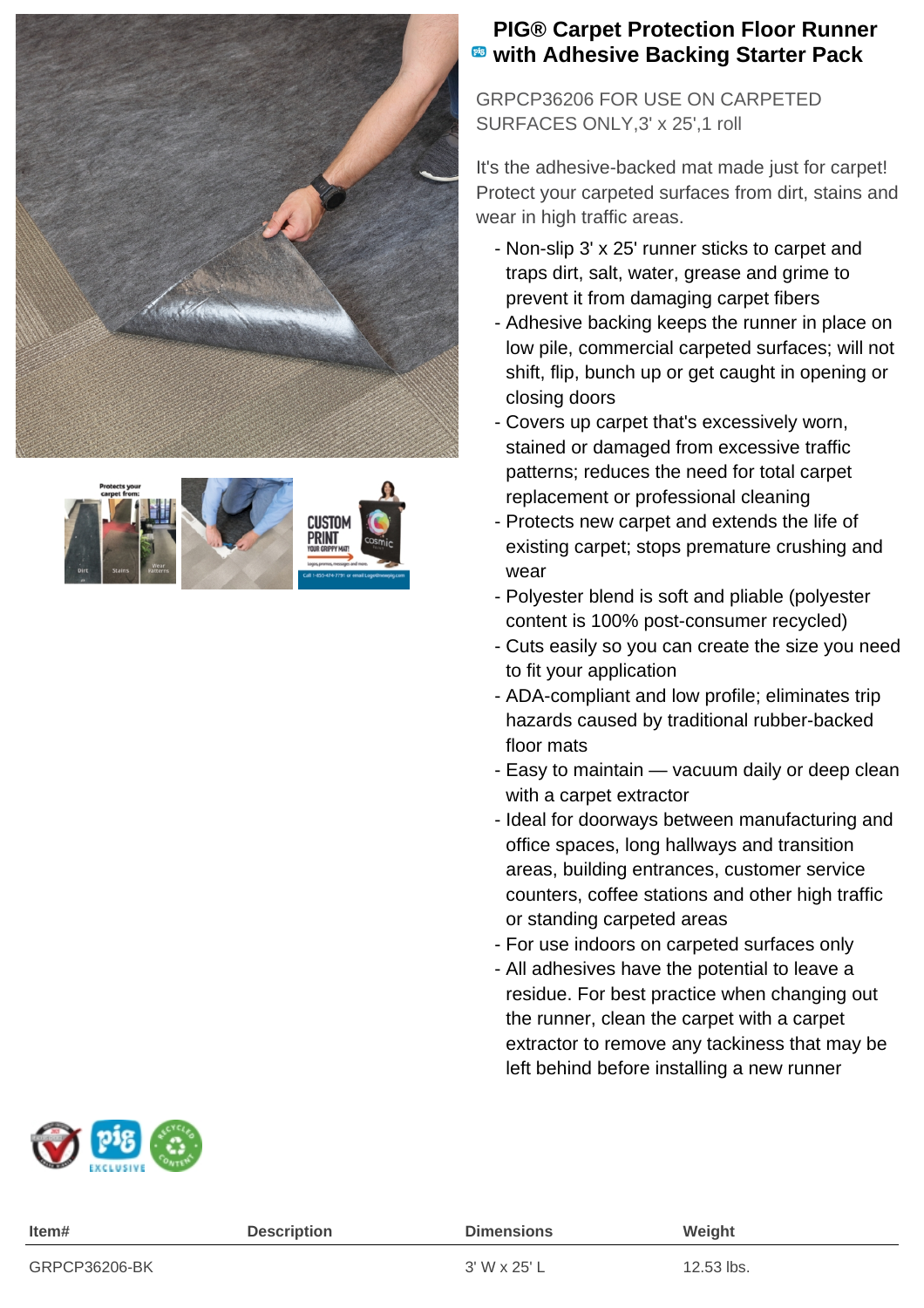# PIG® Carpet Protection Floor Runner with Adhesive Backing Starter Pack

GRPCP36206 FOR USE ON CARPETED SURFACES ONLY,3' x 25',1 roll

It's the adhesive-backed mat made just for carpet! Protect your carpeted surfaces from dirt, stains and wear in high traffic areas.

- Non-slip 3' x 25' runner sticks to carpet and traps dirt, salt, water, grease and grime to prevent it from damaging carpet fibers
- Adhesive backing keeps the runner in place on low pile, commercial carpeted surfaces; will not shift, flip, bunch up or get caught in opening or closing doors
- Covers up carpet that's excessively worn, stained or damaged from excessive traffic patterns; reduces the need for total carpet replacement or professional cleaning
- Protects new carpet and extends the life of existing carpet; stops premature crushing and wear
- Polyester blend is soft and pliable (polyester content is 100% post-consumer recycled)
- Cuts easily so you can create the size you need to fit your application
- ADA-compliant and low profile; eliminates trip hazards caused by traditional rubber-backed floor mats
- Easy to maintain — vacuum daily or deep clean with a carpet extractor
- Ideal for doorways between manufacturing and office spaces, long hallways and transition areas, building entrances, customer service counters, coffee stations and other high traffic or standing carpeted areas
- For use indoors on carpeted surfaces only
- All adhesives have the potential to leave a residue. For best practice when changing out the runner, clean the carpet with a carpet extractor to remove any tackiness that may be left behind before installing a new runner

| Item# | Description | Dimensions | Weight |
|---|---|---|---|
| GRPCP36206-BK | | 3' W x 25' L | 12.53 lbs. |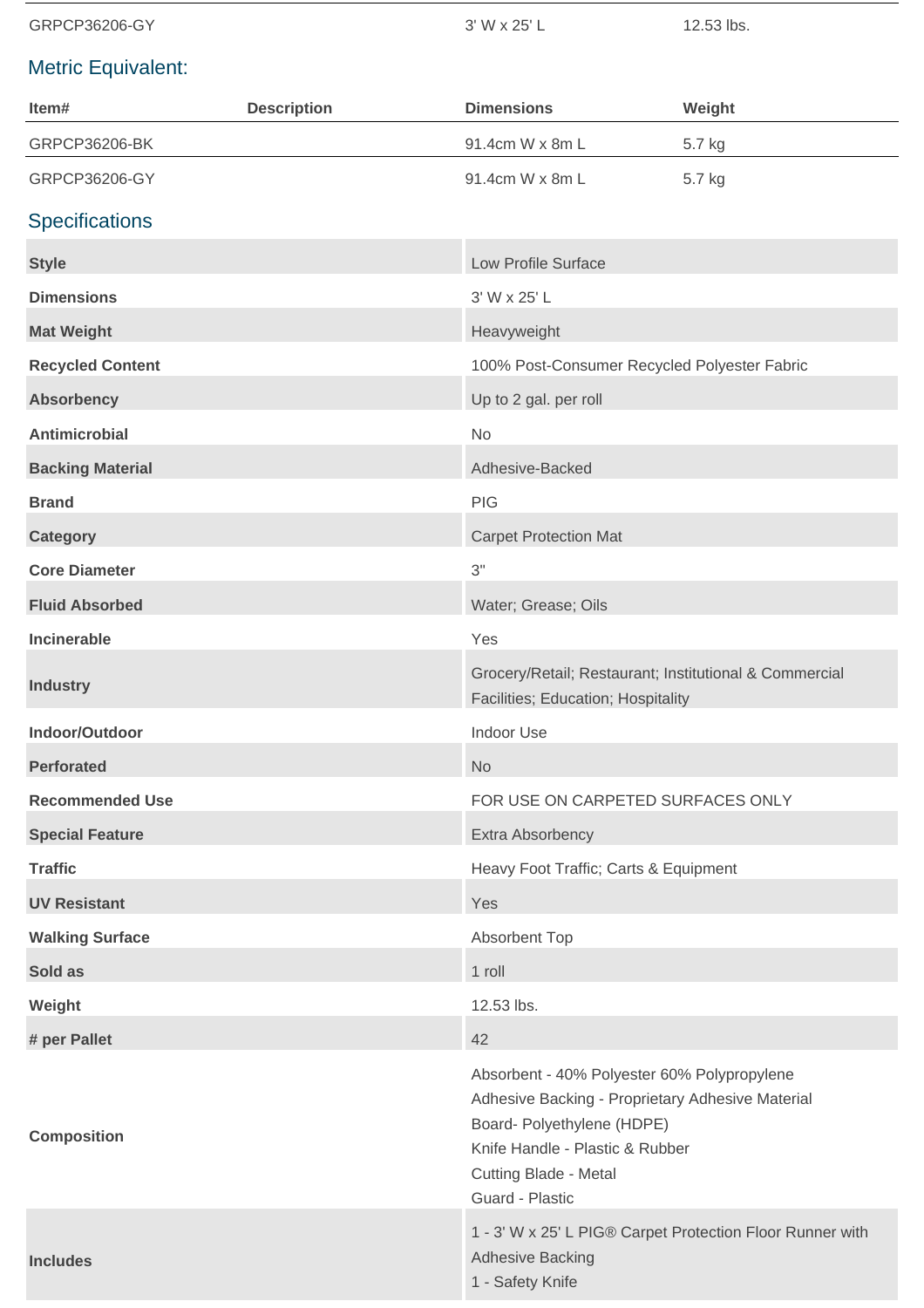| GRPCP36206-GY | | 3' W x 25' L | 12.53 lbs. |
|---|---|---|---|

## Metric Equivalent:

| Item# | Description | Dimensions | Weight |
|---|---|---|---|
| GRPCP36206-BK | | 91.4cm W x 8m L | 5.7 kg |
| GRPCP36206-GY | | 91.4cm W x 8m L | 5.7 kg |

## Specifications

| | |
|---|---|
| **Style** | Low Profile Surface |
| **Dimensions** | 3' W x 25' L |
| **Mat Weight** | Heavyweight |
| **Recycled Content** | 100% Post-Consumer Recycled Polyester Fabric |
| **Absorbency** | Up to 2 gal. per roll |
| **Antimicrobial** | No |
| **Backing Material** | Adhesive-Backed |
| **Brand** | PIG |
| **Category** | Carpet Protection Mat |
| **Core Diameter** | 3" |
| **Fluid Absorbed** | Water; Grease; Oils |
| **Incinerable** | Yes |
| **Industry** | Grocery/Retail; Restaurant; Institutional & Commercial Facilities; Education; Hospitality |
| **Indoor/Outdoor** | Indoor Use |
| **Perforated** | No |
| **Recommended Use** | FOR USE ON CARPETED SURFACES ONLY |
| **Special Feature** | Extra Absorbency |
| **Traffic** | Heavy Foot Traffic; Carts & Equipment |
| **UV Resistant** | Yes |
| **Walking Surface** | Absorbent Top |
| **Sold as** | 1 roll |
| **Weight** | 12.53 lbs. |
| **# per Pallet** | 42 |
| **Composition** | Absorbent - 40% Polyester 60% Polypropylene<br>Adhesive Backing - Proprietary Adhesive Material<br>Board- Polyethylene (HDPE)<br>Knife Handle - Plastic & Rubber<br>Cutting Blade - Metal<br>Guard - Plastic |
| **Includes** | 1 - 3' W x 25' L PIG® Carpet Protection Floor Runner with Adhesive Backing<br>1 - Safety Knife |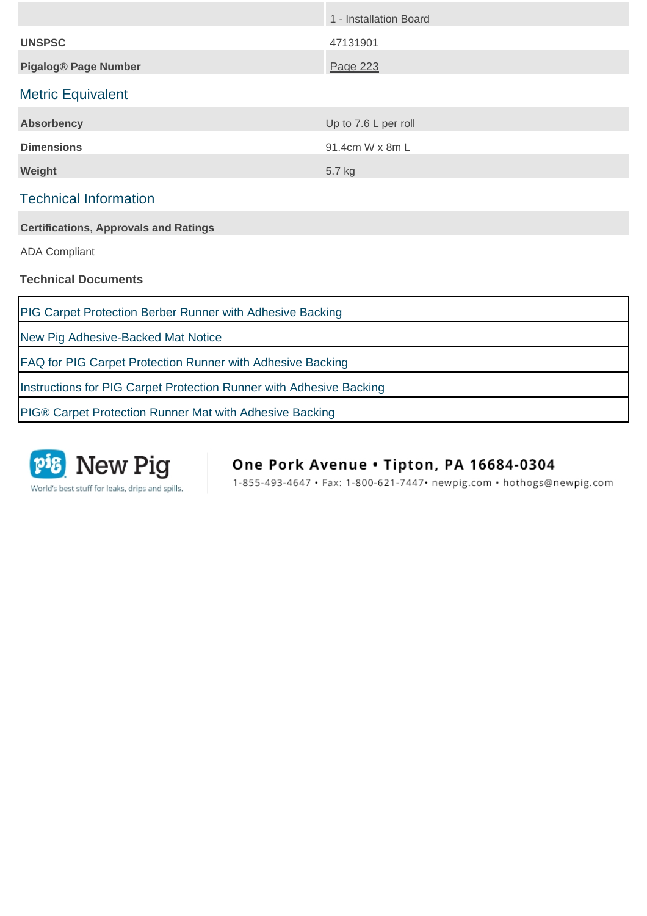| | |
|---|---|
| | 1 - Installation Board |
| **UNSPSC** | 47131901 |
| **Pigalog® Page Number** | Page 223 |

## Metric Equivalent

| | |
|---|---|
| **Absorbency** | Up to 7.6 L per roll |
| **Dimensions** | 91.4cm W x 8m L |
| **Weight** | 5.7 kg |

## Technical Information

**Certifications, Approvals and Ratings**

ADA Compliant

**Technical Documents**

PIG Carpet Protection Berber Runner with Adhesive Backing

New Pig Adhesive-Backed Mat Notice

FAQ for PIG Carpet Protection Runner with Adhesive Backing

Instructions for PIG Carpet Protection Runner with Adhesive Backing

PIG® Carpet Protection Runner Mat with Adhesive Backing

New Pig
World's best stuff for leaks, drips and spills.

**One Pork Avenue • Tipton, PA 16684-0304**
1-855-493-4647 • Fax: 1-800-621-7447• newpig.com • hothogs@newpig.com